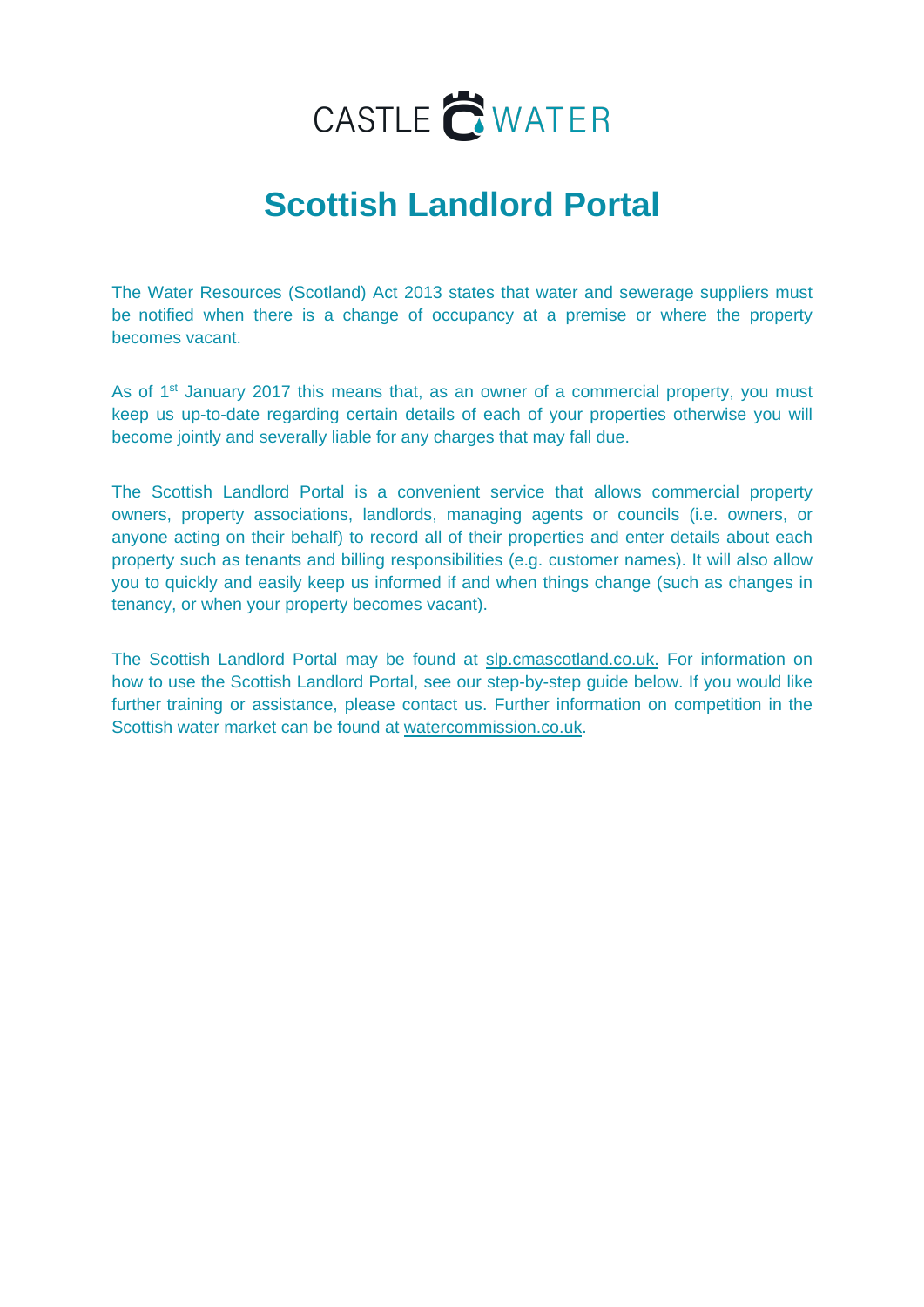CASTLE WATER

# Scottish Landlord Portal

The Water Resources (Scotland) Act 2013 states that water and sewerage suppliers must be notified when there is a change of occupancy at a premise or where the property becomes vacant.

As of 1st January 2017 this means that, as an owner of a commercial property, you must keep us up-to-date regarding certain details of each of your properties otherwise you will become jointly and severally liable for any charges that may fall due.

The Scottish Landlord Portal is a convenient service that allows commercial property owners, property associations, landlords, managing agents or councils (i.e. owners, or anyone acting on their behalf) to record all of their properties and enter details about each property such as tenants and billing responsibilities (e.g. customer names). It will also allow you to quickly and easily keep us informed if and when things change (such as changes in tenancy, or when your property becomes vacant).

The Scottish Landlord Portal may be found at slp.cmascotland.co.uk. For information on how to use the Scottish Landlord Portal, see our step-by-step guide below. If you would like further training or assistance, please contact us. Further information on competition in the Scottish water market can be found at watercommission.co.uk.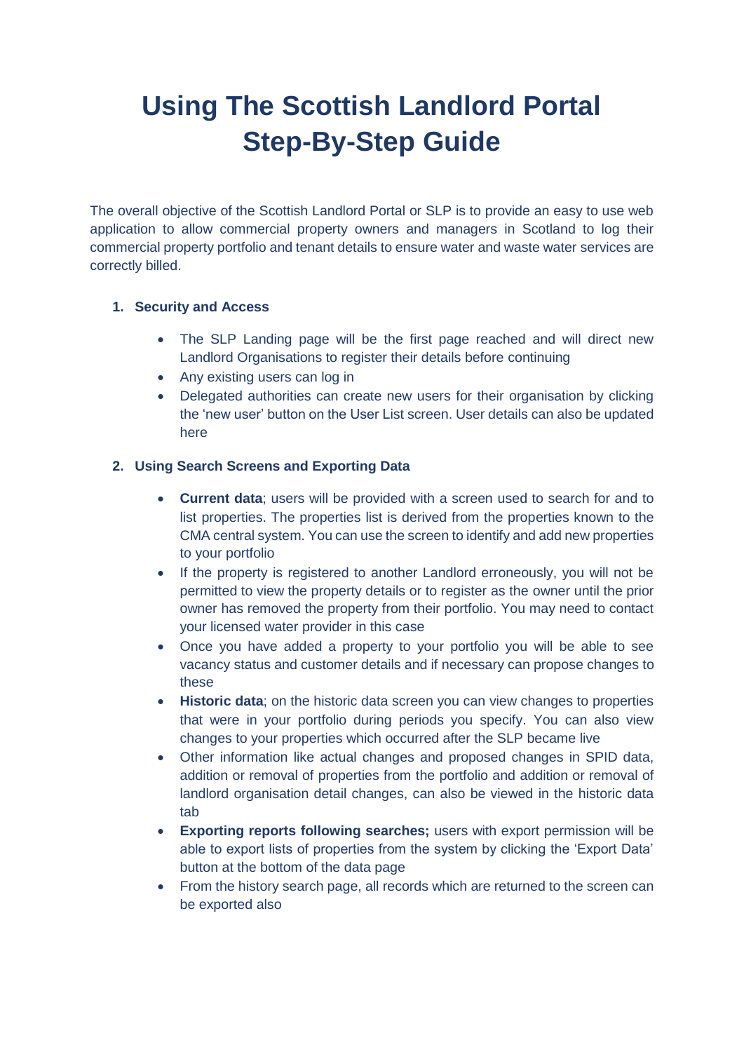# Using The Scottish Landlord Portal Step-By-Step Guide

The overall objective of the Scottish Landlord Portal or SLP is to provide an easy to use web application to allow commercial property owners and managers in Scotland to log their commercial property portfolio and tenant details to ensure water and waste water services are correctly billed.

## 1. Security and Access

- The SLP Landing page will be the first page reached and will direct new Landlord Organisations to register their details before continuing
- Any existing users can log in
- Delegated authorities can create new users for their organisation by clicking the 'new user' button on the User List screen. User details can also be updated here

## 2. Using Search Screens and Exporting Data

- **Current data**; users will be provided with a screen used to search for and to list properties. The properties list is derived from the properties known to the CMA central system. You can use the screen to identify and add new properties to your portfolio
- If the property is registered to another Landlord erroneously, you will not be permitted to view the property details or to register as the owner until the prior owner has removed the property from their portfolio. You may need to contact your licensed water provider in this case
- Once you have added a property to your portfolio you will be able to see vacancy status and customer details and if necessary can propose changes to these
- **Historic data**; on the historic data screen you can view changes to properties that were in your portfolio during periods you specify. You can also view changes to your properties which occurred after the SLP became live
- Other information like actual changes and proposed changes in SPID data, addition or removal of properties from the portfolio and addition or removal of landlord organisation detail changes, can also be viewed in the historic data tab
- **Exporting reports following searches;** users with export permission will be able to export lists of properties from the system by clicking the 'Export Data' button at the bottom of the data page
- From the history search page, all records which are returned to the screen can be exported also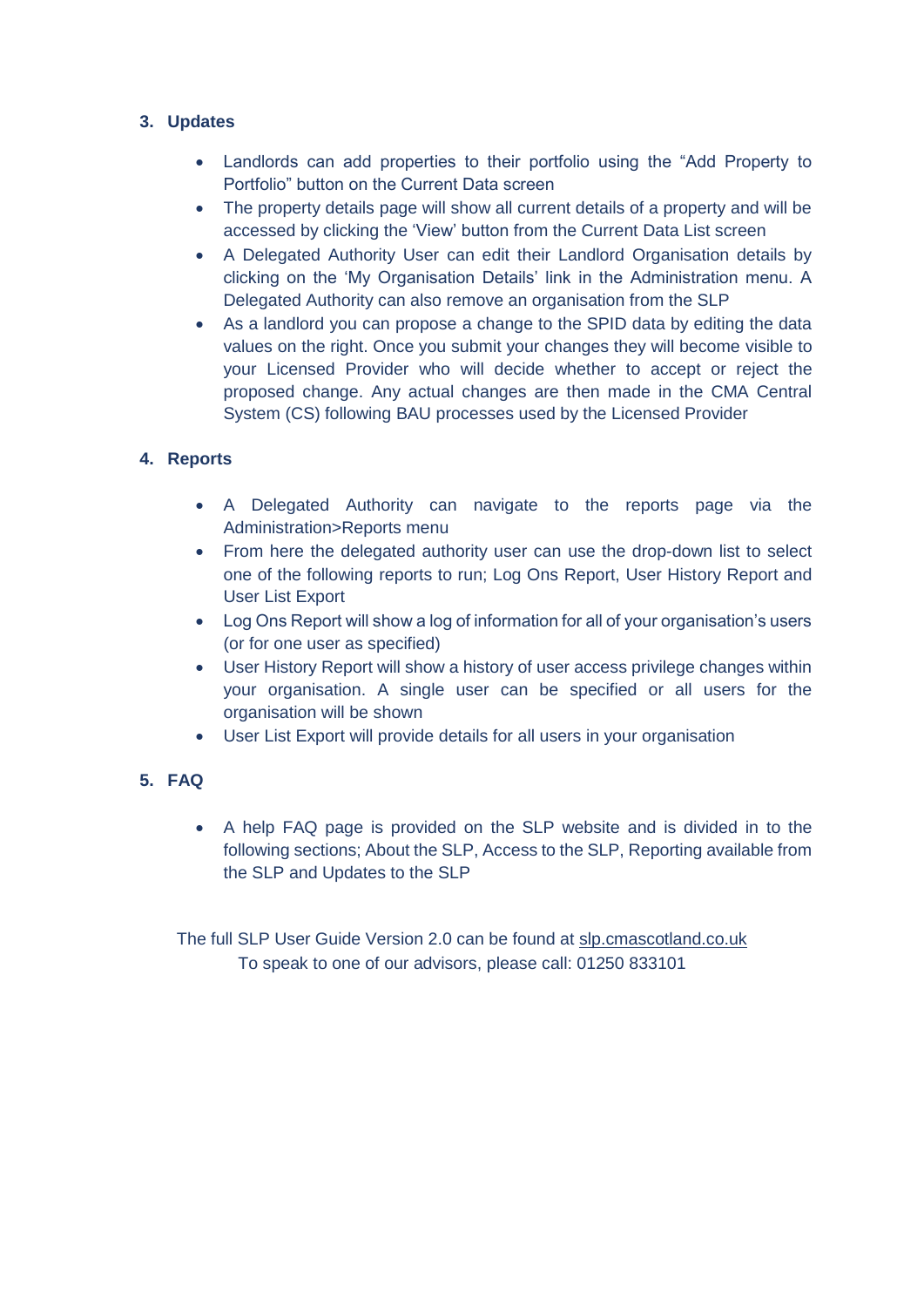## 3. Updates

- Landlords can add properties to their portfolio using the "Add Property to Portfolio" button on the Current Data screen
- The property details page will show all current details of a property and will be accessed by clicking the 'View' button from the Current Data List screen
- A Delegated Authority User can edit their Landlord Organisation details by clicking on the 'My Organisation Details' link in the Administration menu. A Delegated Authority can also remove an organisation from the SLP
- As a landlord you can propose a change to the SPID data by editing the data values on the right. Once you submit your changes they will become visible to your Licensed Provider who will decide whether to accept or reject the proposed change. Any actual changes are then made in the CMA Central System (CS) following BAU processes used by the Licensed Provider

## 4. Reports

- A Delegated Authority can navigate to the reports page via the Administration>Reports menu
- From here the delegated authority user can use the drop-down list to select one of the following reports to run; Log Ons Report, User History Report and User List Export
- Log Ons Report will show a log of information for all of your organisation's users (or for one user as specified)
- User History Report will show a history of user access privilege changes within your organisation. A single user can be specified or all users for the organisation will be shown
- User List Export will provide details for all users in your organisation

## 5. FAQ

- A help FAQ page is provided on the SLP website and is divided in to the following sections; About the SLP, Access to the SLP, Reporting available from the SLP and Updates to the SLP

The full SLP User Guide Version 2.0 can be found at slp.cmascotland.co.uk

To speak to one of our advisors, please call: 01250 833101